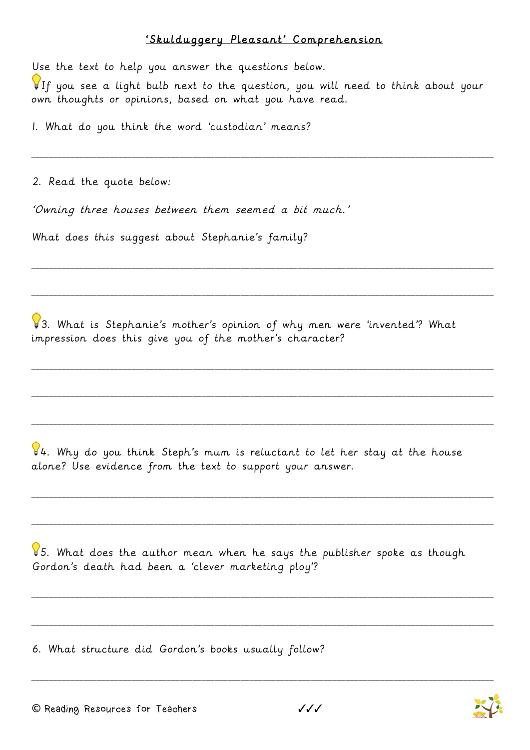# 'Skulduggery Pleasant' Comprehension

Use the text to help you answer the questions below.

💡If you see a light bulb next to the question, you will need to think about your own thoughts or opinions, based on what you have read.

1. What do you think the word 'custodian' means?

___

2. Read the quote below:

*'Owning three houses between them seemed a bit much.'*

What does this suggest about Stephanie's family?

___

___

💡3. What is Stephanie's mother's opinion of why men were 'invented'? What impression does this give you of the mother's character?

___

___

___

💡4. Why do you think Steph's mum is reluctant to let her stay at the house alone? Use evidence from the text to support your answer.

___

___

💡5. What does the author mean when he says the publisher spoke as though Gordon's death had been a 'clever marketing ploy'?

___

___

6. What structure did Gordon's books usually follow?

___

✓✓✓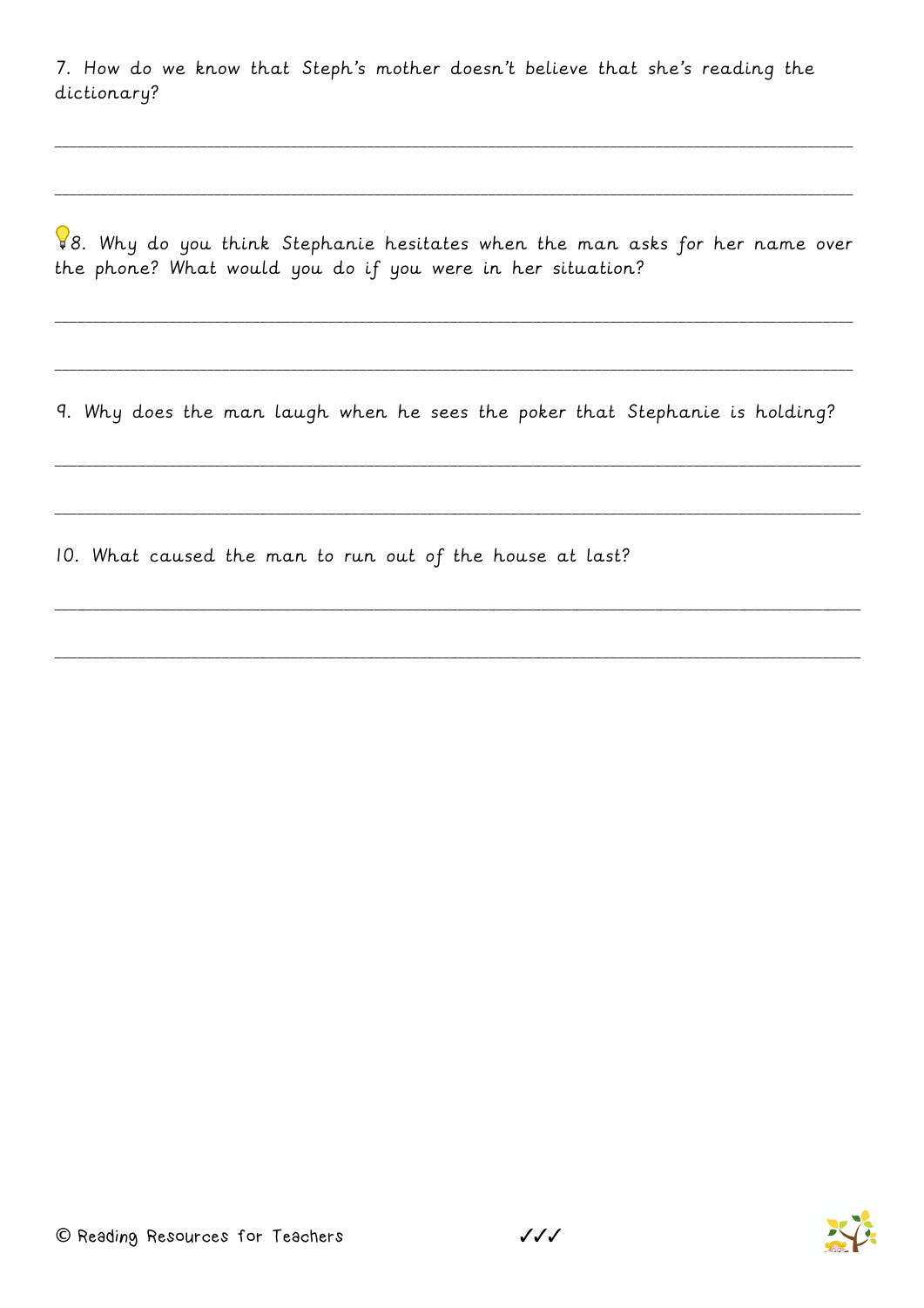7. How do we know that Steph's mother doesn't believe that she's reading the dictionary?

\_\_\_\_\_\_\_\_\_\_\_\_\_\_\_\_\_\_\_\_\_\_\_\_\_\_\_\_\_\_\_\_\_\_\_\_\_\_\_\_\_\_\_\_\_\_\_\_\_\_\_\_\_\_\_\_\_\_\_\_\_\_\_\_\_\_\_\_\_\_\_\_\_\_\_\_

\_\_\_\_\_\_\_\_\_\_\_\_\_\_\_\_\_\_\_\_\_\_\_\_\_\_\_\_\_\_\_\_\_\_\_\_\_\_\_\_\_\_\_\_\_\_\_\_\_\_\_\_\_\_\_\_\_\_\_\_\_\_\_\_\_\_\_\_\_\_\_\_\_\_\_\_

8. Why do you think Stephanie hesitates when the man asks for her name over the phone? What would you do if you were in her situation?

\_\_\_\_\_\_\_\_\_\_\_\_\_\_\_\_\_\_\_\_\_\_\_\_\_\_\_\_\_\_\_\_\_\_\_\_\_\_\_\_\_\_\_\_\_\_\_\_\_\_\_\_\_\_\_\_\_\_\_\_\_\_\_\_\_\_\_\_\_\_\_\_\_\_\_\_

\_\_\_\_\_\_\_\_\_\_\_\_\_\_\_\_\_\_\_\_\_\_\_\_\_\_\_\_\_\_\_\_\_\_\_\_\_\_\_\_\_\_\_\_\_\_\_\_\_\_\_\_\_\_\_\_\_\_\_\_\_\_\_\_\_\_\_\_\_\_\_\_\_\_\_\_

9. Why does the man laugh when he sees the poker that Stephanie is holding?

\_\_\_\_\_\_\_\_\_\_\_\_\_\_\_\_\_\_\_\_\_\_\_\_\_\_\_\_\_\_\_\_\_\_\_\_\_\_\_\_\_\_\_\_\_\_\_\_\_\_\_\_\_\_\_\_\_\_\_\_\_\_\_\_\_\_\_\_\_\_\_\_\_\_\_\_

\_\_\_\_\_\_\_\_\_\_\_\_\_\_\_\_\_\_\_\_\_\_\_\_\_\_\_\_\_\_\_\_\_\_\_\_\_\_\_\_\_\_\_\_\_\_\_\_\_\_\_\_\_\_\_\_\_\_\_\_\_\_\_\_\_\_\_\_\_\_\_\_\_\_\_\_

10. What caused the man to run out of the house at last?

\_\_\_\_\_\_\_\_\_\_\_\_\_\_\_\_\_\_\_\_\_\_\_\_\_\_\_\_\_\_\_\_\_\_\_\_\_\_\_\_\_\_\_\_\_\_\_\_\_\_\_\_\_\_\_\_\_\_\_\_\_\_\_\_\_\_\_\_\_\_\_\_\_\_\_\_

\_\_\_\_\_\_\_\_\_\_\_\_\_\_\_\_\_\_\_\_\_\_\_\_\_\_\_\_\_\_\_\_\_\_\_\_\_\_\_\_\_\_\_\_\_\_\_\_\_\_\_\_\_\_\_\_\_\_\_\_\_\_\_\_\_\_\_\_\_\_\_\_\_\_\_\_